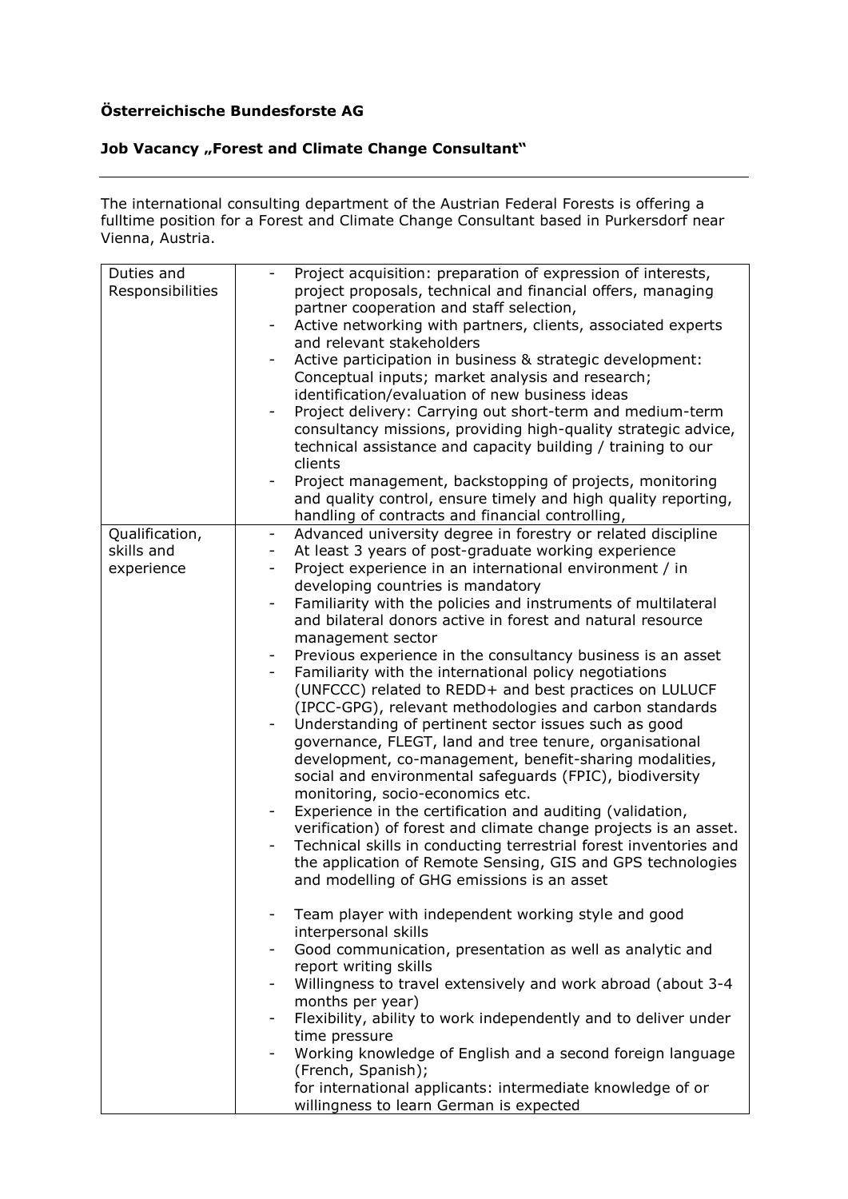**Österreichische Bundesforste AG**

**Job Vacancy „Forest and Climate Change Consultant"**

---

The international consulting department of the Austrian Federal Forests is offering a fulltime position for a Forest and Climate Change Consultant based in Purkersdorf near Vienna, Austria.

| | |
|---|---|
| Duties and Responsibilities | - Project acquisition: preparation of expression of interests, project proposals, technical and financial offers, managing partner cooperation and staff selection,<br>- Active networking with partners, clients, associated experts and relevant stakeholders<br>- Active participation in business & strategic development: Conceptual inputs; market analysis and research; identification/evaluation of new business ideas<br>- Project delivery: Carrying out short-term and medium-term consultancy missions, providing high-quality strategic advice, technical assistance and capacity building / training to our clients<br>- Project management, backstopping of projects, monitoring and quality control, ensure timely and high quality reporting, handling of contracts and financial controlling, |
| Qualification, skills and experience | - Advanced university degree in forestry or related discipline<br>- At least 3 years of post-graduate working experience<br>- Project experience in an international environment / in developing countries is mandatory<br>- Familiarity with the policies and instruments of multilateral and bilateral donors active in forest and natural resource management sector<br>- Previous experience in the consultancy business is an asset<br>- Familiarity with the international policy negotiations (UNFCCC) related to REDD+ and best practices on LULUCF (IPCC-GPG), relevant methodologies and carbon standards<br>- Understanding of pertinent sector issues such as good governance, FLEGT, land and tree tenure, organisational development, co-management, benefit-sharing modalities, social and environmental safeguards (FPIC), biodiversity monitoring, socio-economics etc.<br>- Experience in the certification and auditing (validation, verification) of forest and climate change projects is an asset.<br>- Technical skills in conducting terrestrial forest inventories and the application of Remote Sensing, GIS and GPS technologies and modelling of GHG emissions is an asset<br><br>- Team player with independent working style and good interpersonal skills<br>- Good communication, presentation as well as analytic and report writing skills<br>- Willingness to travel extensively and work abroad (about 3-4 months per year)<br>- Flexibility, ability to work independently and to deliver under time pressure<br>- Working knowledge of English and a second foreign language (French, Spanish);<br>for international applicants: intermediate knowledge of or willingness to learn German is expected |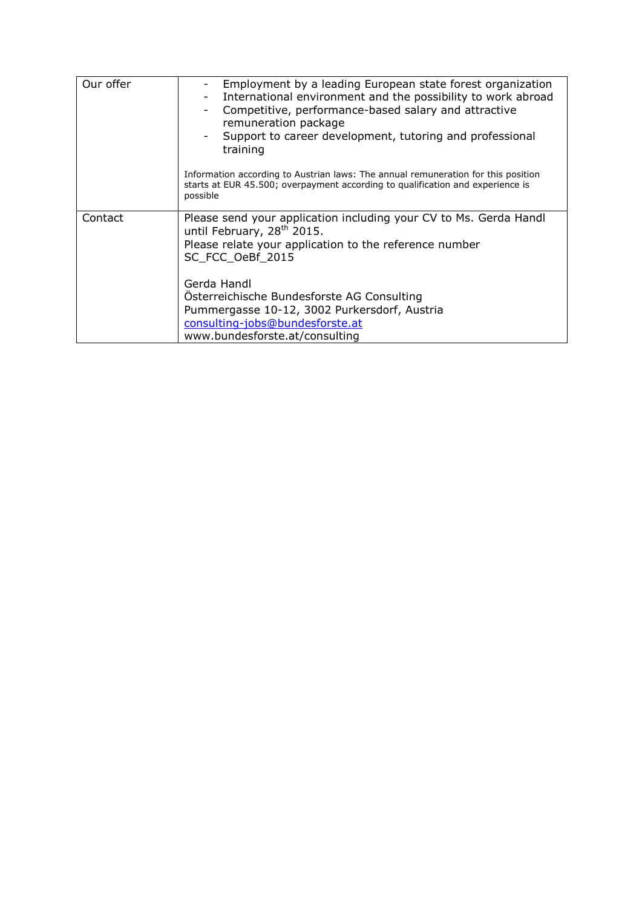| | |
|---|---|
| Our offer | - Employment by a leading European state forest organization<br>- International environment and the possibility to work abroad<br>- Competitive, performance-based salary and attractive remuneration package<br>- Support to career development, tutoring and professional training<br><br>Information according to Austrian laws: The annual remuneration for this position starts at EUR 45.500; overpayment according to qualification and experience is possible |
| Contact | Please send your application including your CV to Ms. Gerda Handl until February, 28th 2015.<br>Please relate your application to the reference number SC_FCC_OeBf_2015<br><br>Gerda Handl<br>Österreichische Bundesforste AG Consulting<br>Pummergasse 10-12, 3002 Purkersdorf, Austria<br>consulting-jobs@bundesforste.at<br>www.bundesforste.at/consulting |